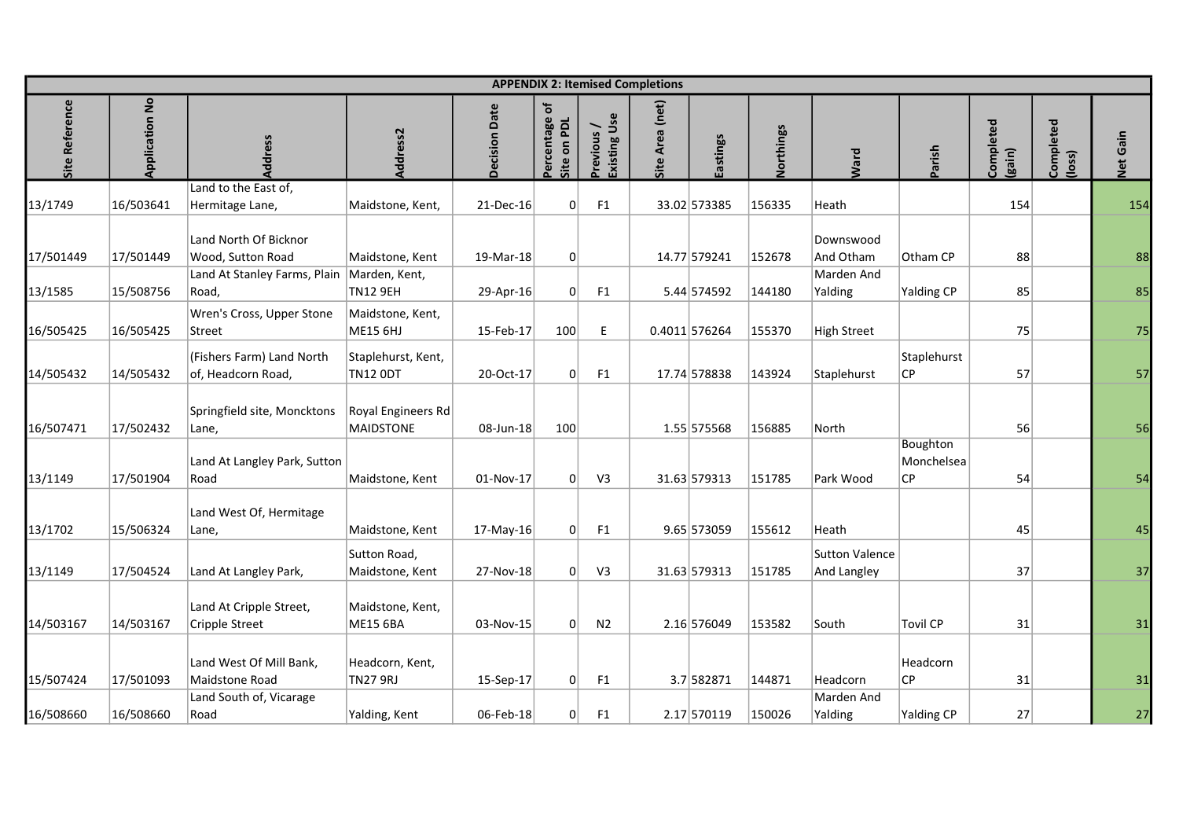## APPENDIX 2: Itemised Completions

| Site Reference | Application No | Address | Address2 | Decision Date | Percentage of Site on PDL | Previous / Existing Use | Site Area (net) | Eastings | Northings | Ward | Parish | Completed (gain) | Completed (loss) | Net Gain |
|---|---|---|---|---|---|---|---|---|---|---|---|---|---|---|
| 13/1749 | 16/503641 | Land to the East of, Hermitage Lane, | Maidstone, Kent, | 21-Dec-16 | 0 | F1 | 33.02 | 573385 | 156335 | Heath | | 154 | | 154 |
| 17/501449 | 17/501449 | Land North Of Bicknor Wood, Sutton Road | Maidstone, Kent | 19-Mar-18 | 0 | | 14.77 | 579241 | 152678 | Downswood And Otham | Otham CP | 88 | | 88 |
| 13/1585 | 15/508756 | Land At Stanley Farms, Plain Road, | Marden, Kent, TN12 9EH | 29-Apr-16 | 0 | F1 | 5.44 | 574592 | 144180 | Marden And Yalding | Yalding CP | 85 | | 85 |
| 16/505425 | 16/505425 | Wren's Cross, Upper Stone Street | Maidstone, Kent, ME15 6HJ | 15-Feb-17 | 100 | E | 0.4011 | 576264 | 155370 | High Street | | 75 | | 75 |
| 14/505432 | 14/505432 | (Fishers Farm) Land North of, Headcorn Road, | Staplehurst, Kent, TN12 0DT | 20-Oct-17 | 0 | F1 | 17.74 | 578838 | 143924 | Staplehurst | Staplehurst CP | 57 | | 57 |
| 16/507471 | 17/502432 | Springfield site, Moncktons Lane, | Royal Engineers Rd MAIDSTONE | 08-Jun-18 | 100 | | 1.55 | 575568 | 156885 | North | | 56 | | 56 |
| 13/1149 | 17/501904 | Land At Langley Park, Sutton Road | Maidstone, Kent | 01-Nov-17 | 0 | V3 | 31.63 | 579313 | 151785 | Park Wood | Boughton Monchelsea CP | 54 | | 54 |
| 13/1702 | 15/506324 | Land West Of, Hermitage Lane, | Maidstone, Kent | 17-May-16 | 0 | F1 | 9.65 | 573059 | 155612 | Heath | | 45 | | 45 |
| 13/1149 | 17/504524 | Land At Langley Park, | Sutton Road, Maidstone, Kent | 27-Nov-18 | 0 | V3 | 31.63 | 579313 | 151785 | Sutton Valence And Langley | | 37 | | 37 |
| 14/503167 | 14/503167 | Land At Cripple Street, Cripple Street | Maidstone, Kent, ME15 6BA | 03-Nov-15 | 0 | N2 | 2.16 | 576049 | 153582 | South | Tovil CP | 31 | | 31 |
| 15/507424 | 17/501093 | Land West Of Mill Bank, Maidstone Road | Headcorn, Kent, TN27 9RJ | 15-Sep-17 | 0 | F1 | 3.7 | 582871 | 144871 | Headcorn | Headcorn CP | 31 | | 31 |
| 16/508660 | 16/508660 | Land South of, Vicarage Road | Yalding, Kent | 06-Feb-18 | 0 | F1 | 2.17 | 570119 | 150026 | Marden And Yalding | Yalding CP | 27 | | 27 |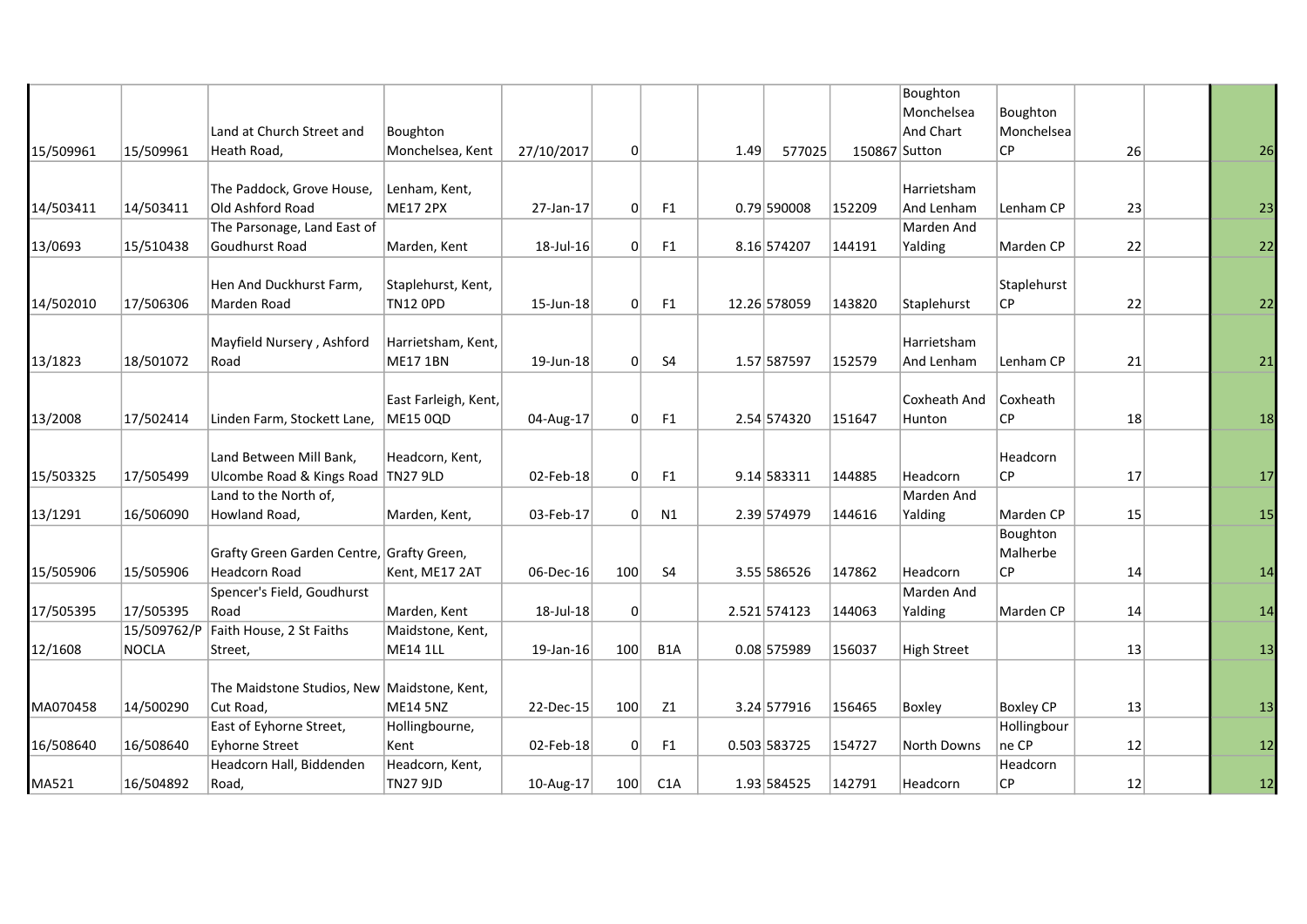| | | | | | | | | | | | | | | |
|---|---|---|---|---|---|---|---|---|---|---|---|---|---|---|
| 15/509961 | 15/509961 | Land at Church Street and Heath Road, | Boughton Monchelsea, Kent | 27/10/2017 | 0 | | 1.49 | 577025 | 150867 | Boughton Monchelsea And Chart Sutton | Boughton Monchelsea CP | 26 | | 26 |
| 14/503411 | 14/503411 | The Paddock, Grove House, Old Ashford Road | Lenham, Kent, ME17 2PX | 27-Jan-17 | 0 | F1 | 0.79 | 590008 | 152209 | Harrietsham And Lenham | Lenham CP | 23 | | 23 |
| 13/0693 | 15/510438 | The Parsonage, Land East of Goudhurst Road | Marden, Kent | 18-Jul-16 | 0 | F1 | 8.16 | 574207 | 144191 | Marden And Yalding | Marden CP | 22 | | 22 |
| 14/502010 | 17/506306 | Hen And Duckhurst Farm, Marden Road | Staplehurst, Kent, TN12 0PD | 15-Jun-18 | 0 | F1 | 12.26 | 578059 | 143820 | Staplehurst | Staplehurst CP | 22 | | 22 |
| 13/1823 | 18/501072 | Mayfield Nursery , Ashford Road | Harrietsham, Kent, ME17 1BN | 19-Jun-18 | 0 | S4 | 1.57 | 587597 | 152579 | Harrietsham And Lenham | Lenham CP | 21 | | 21 |
| 13/2008 | 17/502414 | Linden Farm, Stockett Lane, | East Farleigh, Kent, ME15 0QD | 04-Aug-17 | 0 | F1 | 2.54 | 574320 | 151647 | Coxheath And Hunton | Coxheath CP | 18 | | 18 |
| 15/503325 | 17/505499 | Land Between Mill Bank, Ulcombe Road & Kings Road | Headcorn, Kent, TN27 9LD | 02-Feb-18 | 0 | F1 | 9.14 | 583311 | 144885 | Headcorn | Headcorn CP | 17 | | 17 |
| 13/1291 | 16/506090 | Land to the North of, Howland Road, | Marden, Kent, | 03-Feb-17 | 0 | N1 | 2.39 | 574979 | 144616 | Marden And Yalding | Marden CP | 15 | | 15 |
| 15/505906 | 15/505906 | Grafty Green Garden Centre, Headcorn Road | Grafty Green, Kent, ME17 2AT | 06-Dec-16 | 100 | S4 | 3.55 | 586526 | 147862 | Headcorn | Boughton Malherbe CP | 14 | | 14 |
| 17/505395 | 17/505395 | Spencer's Field, Goudhurst Road | Marden, Kent | 18-Jul-18 | 0 | | 2.521 | 574123 | 144063 | Marden And Yalding | Marden CP | 14 | | 14 |
| 12/1608 | 15/509762/P NOCLA | Faith House, 2 St Faiths Street, | Maidstone, Kent, ME14 1LL | 19-Jan-16 | 100 | B1A | 0.08 | 575989 | 156037 | High Street | | 13 | | 13 |
| MA070458 | 14/500290 | The Maidstone Studios, New Cut Road, | Maidstone, Kent, ME14 5NZ | 22-Dec-15 | 100 | Z1 | 3.24 | 577916 | 156465 | Boxley | Boxley CP | 13 | | 13 |
| 16/508640 | 16/508640 | East of Eyhorne Street, Eyhorne Street | Hollingbourne, Kent | 02-Feb-18 | 0 | F1 | 0.503 | 583725 | 154727 | North Downs | Hollingbourne CP | 12 | | 12 |
| MA521 | 16/504892 | Headcorn Hall, Biddenden Road, | Headcorn, Kent, TN27 9JD | 10-Aug-17 | 100 | C1A | 1.93 | 584525 | 142791 | Headcorn | Headcorn CP | 12 | | 12 |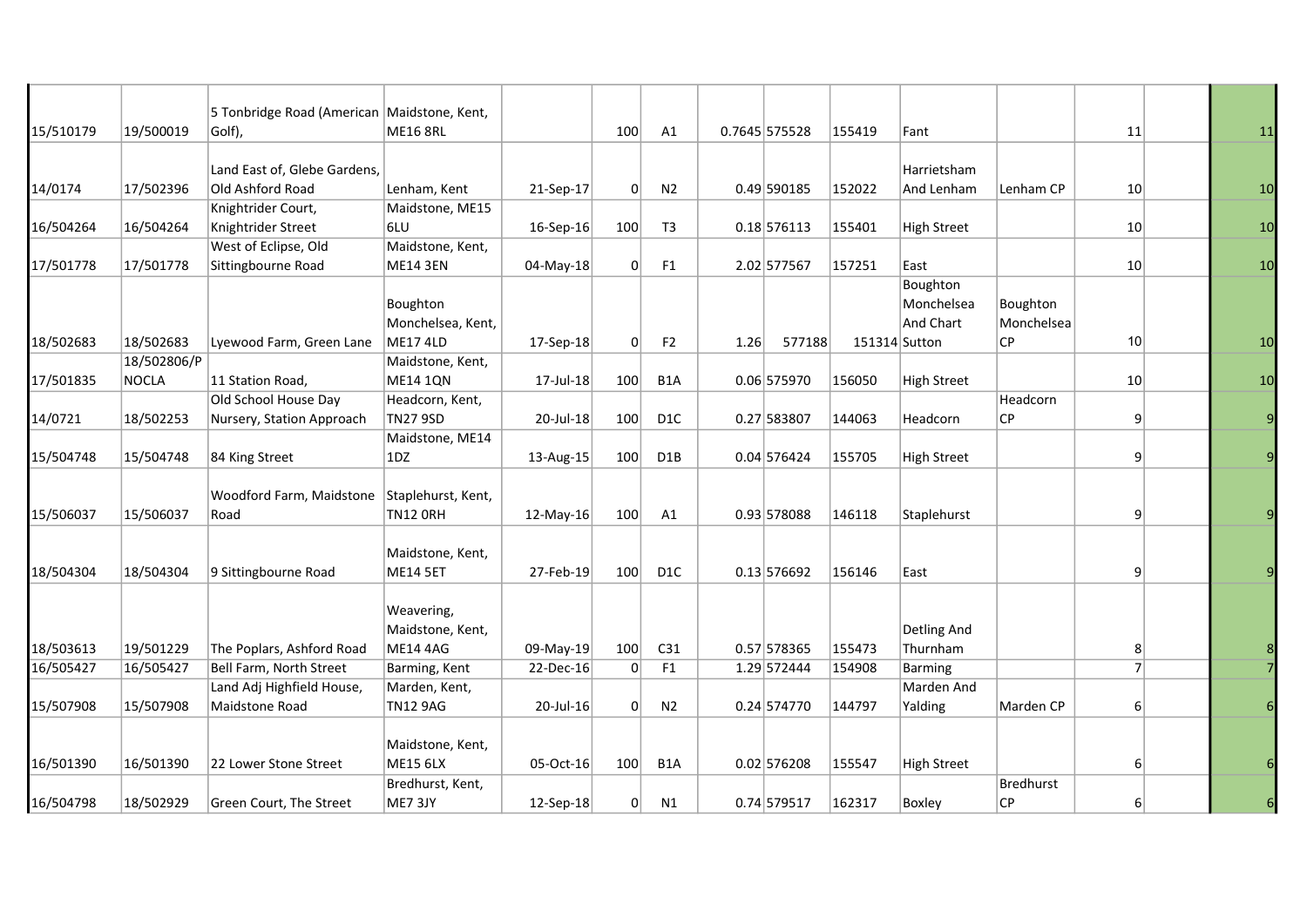| | | | | | | | | | | | | | | |
|---|---|---|---|---|---|---|---|---|---|---|---|---|---|---|
| 15/510179 | 19/500019 | 5 Tonbridge Road (American Golf), | Maidstone, Kent, ME16 8RL | | 100 | A1 | 0.7645 | 575528 | 155419 | Fant | | 11 | | 11 |
| 14/0174 | 17/502396 | Land East of, Glebe Gardens, Old Ashford Road | Lenham, Kent | 21-Sep-17 | 0 | N2 | 0.49 | 590185 | 152022 | Harrietsham And Lenham | Lenham CP | 10 | | 10 |
| 16/504264 | 16/504264 | Knightrider Court, Knightrider Street | Maidstone, ME15 6LU | 16-Sep-16 | 100 | T3 | 0.18 | 576113 | 155401 | High Street | | 10 | | 10 |
| 17/501778 | 17/501778 | West of Eclipse, Old Sittingbourne Road | Maidstone, Kent, ME14 3EN | 04-May-18 | 0 | F1 | 2.02 | 577567 | 157251 | East | | 10 | | 10 |
| 18/502683 | 18/502683 | Lyewood Farm, Green Lane | Boughton Monchelsea, Kent, ME17 4LD | 17-Sep-18 | 0 | F2 | 1.26 | 577188 | 151314 | Boughton Monchelsea And Chart Sutton | Boughton Monchelsea CP | 10 | | 10 |
| 17/501835 | 18/502806/PNOCLA | 11 Station Road, | Maidstone, Kent, ME14 1QN | 17-Jul-18 | 100 | B1A | 0.06 | 575970 | 156050 | High Street | | 10 | | 10 |
| 14/0721 | 18/502253 | Old School House Day Nursery, Station Approach | Headcorn, Kent, TN27 9SD | 20-Jul-18 | 100 | D1C | 0.27 | 583807 | 144063 | Headcorn | Headcorn CP | 9 | | 9 |
| 15/504748 | 15/504748 | 84 King Street | Maidstone, ME14 1DZ | 13-Aug-15 | 100 | D1B | 0.04 | 576424 | 155705 | High Street | | 9 | | 9 |
| 15/506037 | 15/506037 | Woodford Farm, Maidstone Road | Staplehurst, Kent, TN12 0RH | 12-May-16 | 100 | A1 | 0.93 | 578088 | 146118 | Staplehurst | | 9 | | 9 |
| 18/504304 | 18/504304 | 9 Sittingbourne Road | Maidstone, Kent, ME14 5ET | 27-Feb-19 | 100 | D1C | 0.13 | 576692 | 156146 | East | | 9 | | 9 |
| 18/503613 | 19/501229 | The Poplars, Ashford Road | Weavering, Maidstone, Kent, ME14 4AG | 09-May-19 | 100 | C31 | 0.57 | 578365 | 155473 | Detling And Thurnham | | 8 | | 8 |
| 16/505427 | 16/505427 | Bell Farm, North Street | Barming, Kent | 22-Dec-16 | 0 | F1 | 1.29 | 572444 | 154908 | Barming | | 7 | | 7 |
| 15/507908 | 15/507908 | Land Adj Highfield House, Maidstone Road | Marden, Kent, TN12 9AG | 20-Jul-16 | 0 | N2 | 0.24 | 574770 | 144797 | Marden And Yalding | Marden CP | 6 | | 6 |
| 16/501390 | 16/501390 | 22 Lower Stone Street | Maidstone, Kent, ME15 6LX | 05-Oct-16 | 100 | B1A | 0.02 | 576208 | 155547 | High Street | | 6 | | 6 |
| 16/504798 | 18/502929 | Green Court, The Street | Bredhurst, Kent, ME7 3JY | 12-Sep-18 | 0 | N1 | 0.74 | 579517 | 162317 | Boxley | Bredhurst CP | 6 | | 6 |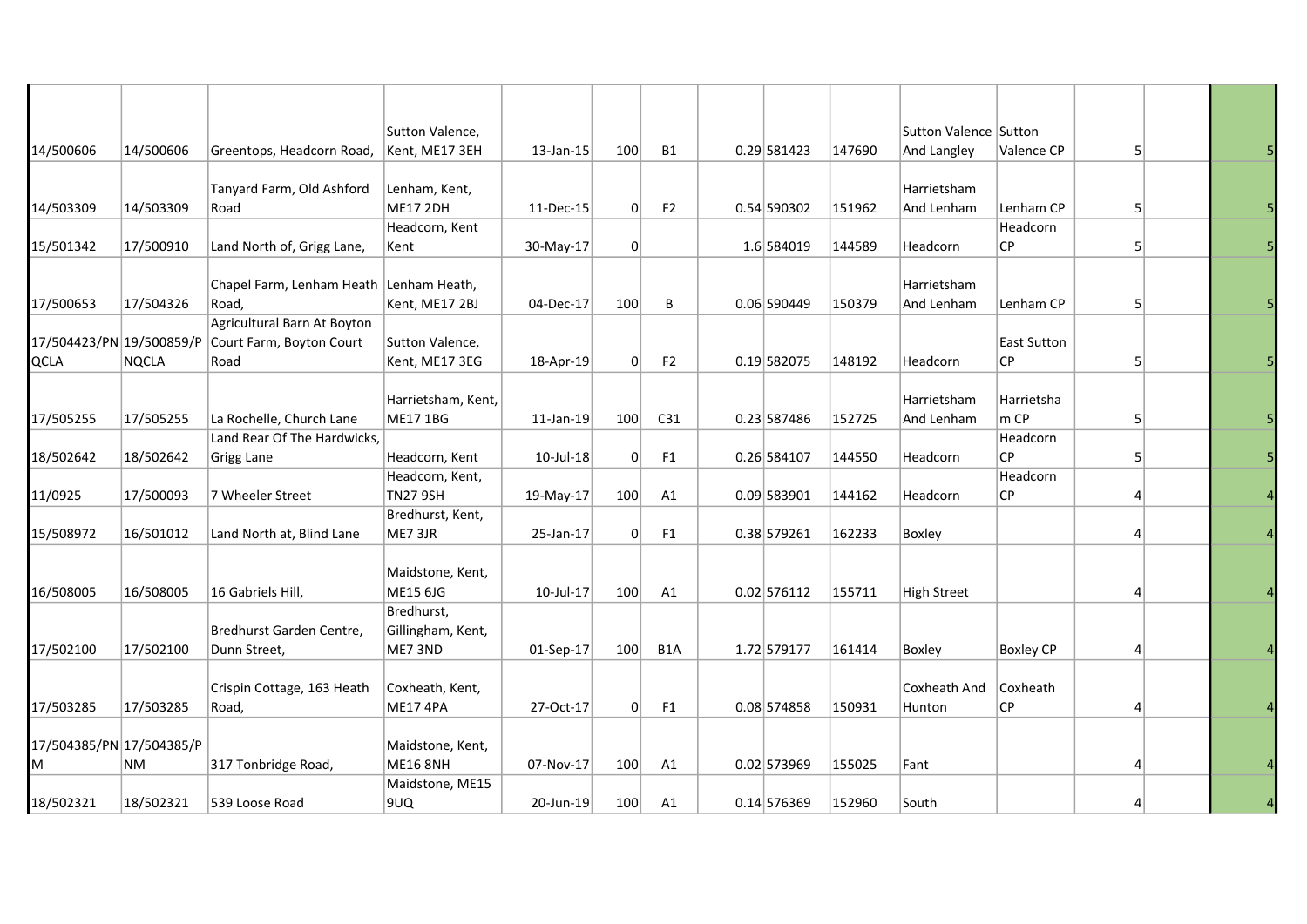| | | | | | | | | | | | | | | |
|---|---|---|---|---|---|---|---|---|---|---|---|---|---|---|
| 14/500606 | 14/500606 | Greentops, Headcorn Road, | Sutton Valence, Kent, ME17 3EH | 13-Jan-15 | 100 | B1 | 0.29 | 581423 | 147690 | Sutton Valence And Langley | Sutton Valence CP | 5 | | 5 |
| 14/503309 | 14/503309 | Tanyard Farm, Old Ashford Road | Lenham, Kent, ME17 2DH | 11-Dec-15 | 0 | F2 | 0.54 | 590302 | 151962 | Harrietsham And Lenham | Lenham CP | 5 | | 5 |
| 15/501342 | 17/500910 | Land North of, Grigg Lane, | Headcorn, Kent Kent | 30-May-17 | 0 | | 1.6 | 584019 | 144589 | Headcorn | Headcorn CP | 5 | | 5 |
| 17/500653 | 17/504326 | Chapel Farm, Lenham Heath Road, | Lenham Heath, Kent, ME17 2BJ | 04-Dec-17 | 100 | B | 0.06 | 590449 | 150379 | Harrietsham And Lenham | Lenham CP | 5 | | 5 |
| 17/504423/PN QCLA | 19/500859/P NQCLA | Agricultural Barn At Boyton Court Farm, Boyton Court Road | Sutton Valence, Kent, ME17 3EG | 18-Apr-19 | 0 | F2 | 0.19 | 582075 | 148192 | Headcorn | East Sutton CP | 5 | | 5 |
| 17/505255 | 17/505255 | La Rochelle, Church Lane | Harrietsham, Kent, ME17 1BG | 11-Jan-19 | 100 | C31 | 0.23 | 587486 | 152725 | Harrietsham And Lenham | Harrietsham CP | 5 | | 5 |
| 18/502642 | 18/502642 | Land Rear Of The Hardwicks, Grigg Lane | Headcorn, Kent | 10-Jul-18 | 0 | F1 | 0.26 | 584107 | 144550 | Headcorn | Headcorn CP | 5 | | 5 |
| 11/0925 | 17/500093 | 7 Wheeler Street | Headcorn, Kent, TN27 9SH | 19-May-17 | 100 | A1 | 0.09 | 583901 | 144162 | Headcorn | Headcorn CP | 4 | | 4 |
| 15/508972 | 16/501012 | Land North at, Blind Lane | Bredhurst, Kent, ME7 3JR | 25-Jan-17 | 0 | F1 | 0.38 | 579261 | 162233 | Boxley | | 4 | | 4 |
| 16/508005 | 16/508005 | 16 Gabriels Hill, | Maidstone, Kent, ME15 6JG | 10-Jul-17 | 100 | A1 | 0.02 | 576112 | 155711 | High Street | | 4 | | 4 |
| 17/502100 | 17/502100 | Bredhurst Garden Centre, Dunn Street, | Bredhurst, Gillingham, Kent, ME7 3ND | 01-Sep-17 | 100 | B1A | 1.72 | 579177 | 161414 | Boxley | Boxley CP | 4 | | 4 |
| 17/503285 | 17/503285 | Crispin Cottage, 163 Heath Road, | Coxheath, Kent, ME17 4PA | 27-Oct-17 | 0 | F1 | 0.08 | 574858 | 150931 | Coxheath And Hunton | Coxheath CP | 4 | | 4 |
| 17/504385/PN M | 17/504385/P NM | 317 Tonbridge Road, | Maidstone, Kent, ME16 8NH | 07-Nov-17 | 100 | A1 | 0.02 | 573969 | 155025 | Fant | | 4 | | 4 |
| 18/502321 | 18/502321 | 539 Loose Road | Maidstone, ME15 9UQ | 20-Jun-19 | 100 | A1 | 0.14 | 576369 | 152960 | South | | 4 | | 4 |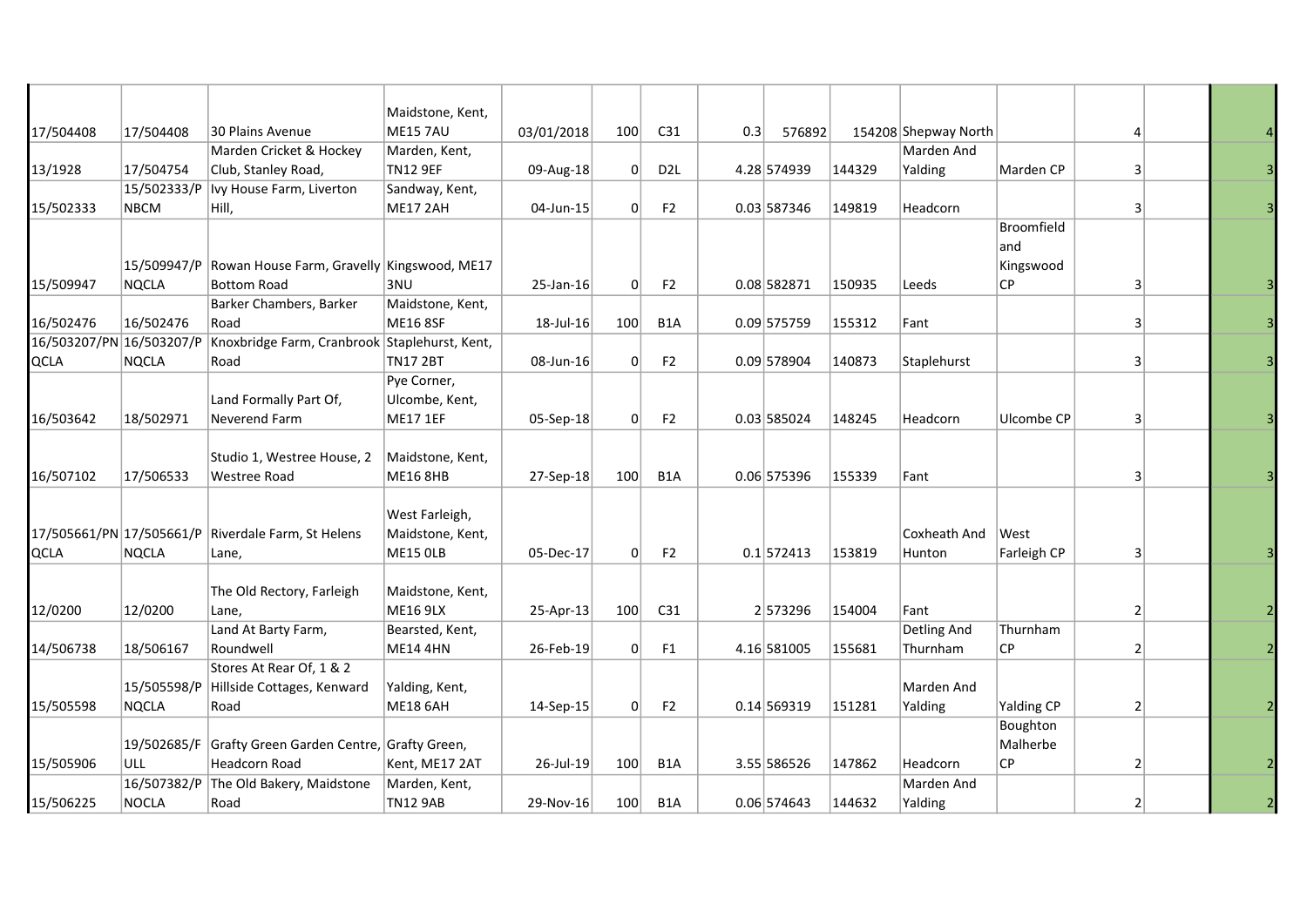| | | | | | | | | | | | | | | |
|---|---|---|---|---|---|---|---|---|---|---|---|---|---|---|
| 17/504408 | 17/504408 | 30 Plains Avenue | Maidstone, Kent, ME15 7AU | 03/01/2018 | 100 | C31 | 0.3 | 576892 | 154208 | Shepway North | | 4 | | 4 |
| 13/1928 | 17/504754 | Marden Cricket & Hockey Club, Stanley Road, | Marden, Kent, TN12 9EF | 09-Aug-18 | 0 | D2L | 4.28 | 574939 | 144329 | Marden And Yalding | Marden CP | 3 | | 3 |
| 15/502333 | 15/502333/PNBCM | Ivy House Farm, Liverton Hill, | Sandway, Kent, ME17 2AH | 04-Jun-15 | 0 | F2 | 0.03 | 587346 | 149819 | Headcorn | | 3 | | 3 |
| 15/509947 | 15/509947/PNQCLA | Rowan House Farm, Gravelly Bottom Road | Kingswood, ME17 3NU | 25-Jan-16 | 0 | F2 | 0.08 | 582871 | 150935 | Leeds | Broomfield and Kingswood CP | 3 | | 3 |
| 16/502476 | 16/502476 | Barker Chambers, Barker Road | Maidstone, Kent, ME16 8SF | 18-Jul-16 | 100 | B1A | 0.09 | 575759 | 155312 | Fant | | 3 | | 3 |
| 16/503207/PNQCLA | 16/503207/PNQCLA | Knoxbridge Farm, Cranbrook Road | Staplehurst, Kent, TN17 2BT | 08-Jun-16 | 0 | F2 | 0.09 | 578904 | 140873 | Staplehurst | | 3 | | 3 |
| 16/503642 | 18/502971 | Land Formally Part Of, Neverend Farm | Pye Corner, Ulcombe, Kent, ME17 1EF | 05-Sep-18 | 0 | F2 | 0.03 | 585024 | 148245 | Headcorn | Ulcombe CP | 3 | | 3 |
| 16/507102 | 17/506533 | Studio 1, Westree House, 2 Westree Road | Maidstone, Kent, ME16 8HB | 27-Sep-18 | 100 | B1A | 0.06 | 575396 | 155339 | Fant | | 3 | | 3 |
| 17/505661/PNQCLA | 17/505661/PNQCLA | Riverdale Farm, St Helens Lane, | West Farleigh, Maidstone, Kent, ME15 0LB | 05-Dec-17 | 0 | F2 | 0.1 | 572413 | 153819 | Coxheath And Hunton | West Farleigh CP | 3 | | 3 |
| 12/0200 | 12/0200 | The Old Rectory, Farleigh Lane, | Maidstone, Kent, ME16 9LX | 25-Apr-13 | 100 | C31 | 2 | 573296 | 154004 | Fant | | 2 | | 2 |
| 14/506738 | 18/506167 | Land At Barty Farm, Roundwell | Bearsted, Kent, ME14 4HN | 26-Feb-19 | 0 | F1 | 4.16 | 581005 | 155681 | Detling And Thurnham | Thurnham CP | 2 | | 2 |
| 15/505598 | 15/505598/PNQCLA | Stores At Rear Of, 1 & 2 Hillside Cottages, Kenward Road | Yalding, Kent, ME18 6AH | 14-Sep-15 | 0 | F2 | 0.14 | 569319 | 151281 | Marden And Yalding | Yalding CP | 2 | | 2 |
| 15/505906 | 19/502685/FULL | Grafty Green Garden Centre, Headcorn Road | Grafty Green, Kent, ME17 2AT | 26-Jul-19 | 100 | B1A | 3.55 | 586526 | 147862 | Headcorn | Boughton Malherbe CP | 2 | | 2 |
| 15/506225 | 16/507382/PNOCLA | The Old Bakery, Maidstone Road | Marden, Kent, TN12 9AB | 29-Nov-16 | 100 | B1A | 0.06 | 574643 | 144632 | Marden And Yalding | | 2 | | 2 |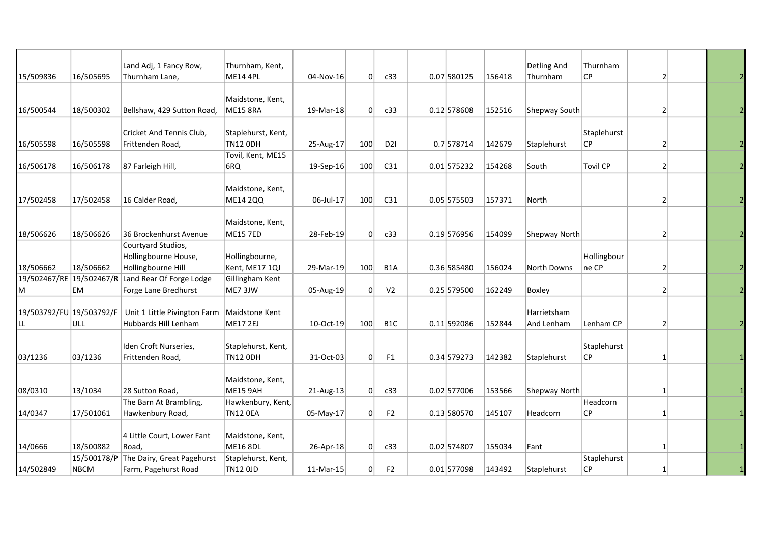| | | | | | | | | | | | | | | |
|---|---|---|---|---|---|---|---|---|---|---|---|---|---|---|
| 15/509836 | 16/505695 | Land Adj, 1 Fancy Row, Thurnham Lane, | Thurnham, Kent, ME14 4PL | 04-Nov-16 | 0 | c33 | | 0.07 | 580125 | 156418 | Detling And Thurnham | Thurnham CP | 2 | | 2 |
| 16/500544 | 18/500302 | Bellshaw, 429 Sutton Road, | Maidstone, Kent, ME15 8RA | 19-Mar-18 | 0 | c33 | | 0.12 | 578608 | 152516 | Shepway South | | 2 | | 2 |
| 16/505598 | 16/505598 | Cricket And Tennis Club, Frittenden Road, | Staplehurst, Kent, TN12 0DH | 25-Aug-17 | 100 | D2I | | 0.7 | 578714 | 142679 | Staplehurst | Staplehurst CP | 2 | | 2 |
| 16/506178 | 16/506178 | 87 Farleigh Hill, | Tovil, Kent, ME15 6RQ | 19-Sep-16 | 100 | C31 | | 0.01 | 575232 | 154268 | South | Tovil CP | 2 | | 2 |
| 17/502458 | 17/502458 | 16 Calder Road, | Maidstone, Kent, ME14 2QQ | 06-Jul-17 | 100 | C31 | | 0.05 | 575503 | 157371 | North | | 2 | | 2 |
| 18/506626 | 18/506626 | 36 Brockenhurst Avenue | Maidstone, Kent, ME15 7ED | 28-Feb-19 | 0 | c33 | | 0.19 | 576956 | 154099 | Shepway North | | 2 | | 2 |
| 18/506662 | 18/506662 | Courtyard Studios, Hollingbourne House, Hollingbourne Hill | Hollingbourne, Kent, ME17 1QJ | 29-Mar-19 | 100 | B1A | | 0.36 | 585480 | 156024 | North Downs | Hollingbourne CP | 2 | | 2 |
| 19/502467/REM | 19/502467/REM | Land Rear Of Forge Lodge Forge Lane Bredhurst | Gillingham Kent ME7 3JW | 05-Aug-19 | 0 | V2 | | 0.25 | 579500 | 162249 | Boxley | | 2 | | 2 |
| 19/503792/FULL | 19/503792/FULL | Unit 1 Little Pivington Farm Hubbards Hill Lenham | Maidstone Kent ME17 2EJ | 10-Oct-19 | 100 | B1C | | 0.11 | 592086 | 152844 | Harrietsham And Lenham | Lenham CP | 2 | | 2 |
| 03/1236 | 03/1236 | Iden Croft Nurseries, Frittenden Road, | Staplehurst, Kent, TN12 0DH | 31-Oct-03 | 0 | F1 | | 0.34 | 579273 | 142382 | Staplehurst | Staplehurst CP | 1 | | 1 |
| 08/0310 | 13/1034 | 28 Sutton Road, | Maidstone, Kent, ME15 9AH | 21-Aug-13 | 0 | c33 | | 0.02 | 577006 | 153566 | Shepway North | | 1 | | 1 |
| 14/0347 | 17/501061 | The Barn At Brambling, Hawkenbury Road, | Hawkenbury, Kent, TN12 0EA | 05-May-17 | 0 | F2 | | 0.13 | 580570 | 145107 | Headcorn | Headcorn CP | 1 | | 1 |
| 14/0666 | 18/500882 | 4 Little Court, Lower Fant Road, | Maidstone, Kent, ME16 8DL | 26-Apr-18 | 0 | c33 | | 0.02 | 574807 | 155034 | Fant | | 1 | | 1 |
| 14/502849 | 15/500178/PNBCM | The Dairy, Great Pagehurst Farm, Pagehurst Road | Staplehurst, Kent, TN12 0JD | 11-Mar-15 | 0 | F2 | | 0.01 | 577098 | 143492 | Staplehurst | Staplehurst CP | 1 | | 1 |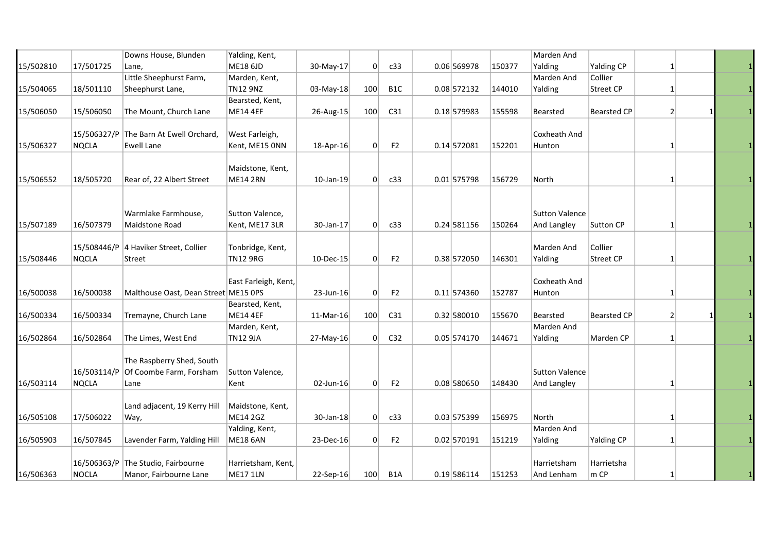| | | | | | | | | | | | | | | |
|---|---|---|---|---|---|---|---|---|---|---|---|---|---|---|
| 15/502810 | 17/501725 | Downs House, Blunden Lane, | Yalding, Kent, ME18 6JD | 30-May-17 | 0 | c33 | 0.06 | 569978 | 150377 | Marden And Yalding | Yalding CP | 1 | | 1 |
| 15/504065 | 18/501110 | Little Sheephurst Farm, Sheephurst Lane, | Marden, Kent, TN12 9NZ | 03-May-18 | 100 | B1C | 0.08 | 572132 | 144010 | Marden And Yalding | Collier Street CP | 1 | | 1 |
| 15/506050 | 15/506050 | The Mount, Church Lane | Bearsted, Kent, ME14 4EF | 26-Aug-15 | 100 | C31 | 0.18 | 579983 | 155598 | Bearsted | Bearsted CP | 2 | 1 | 1 |
| 15/506327 | 15/506327/P NQCLA | The Barn At Ewell Orchard, Ewell Lane | West Farleigh, Kent, ME15 0NN | 18-Apr-16 | 0 | F2 | 0.14 | 572081 | 152201 | Coxheath And Hunton | | 1 | | 1 |
| 15/506552 | 18/505720 | Rear of, 22 Albert Street | Maidstone, Kent, ME14 2RN | 10-Jan-19 | 0 | c33 | 0.01 | 575798 | 156729 | North | | 1 | | 1 |
| 15/507189 | 16/507379 | Warmlake Farmhouse, Maidstone Road | Sutton Valence, Kent, ME17 3LR | 30-Jan-17 | 0 | c33 | 0.24 | 581156 | 150264 | Sutton Valence And Langley | Sutton CP | 1 | | 1 |
| 15/508446 | 15/508446/P NQCLA | 4 Haviker Street, Collier Street | Tonbridge, Kent, TN12 9RG | 10-Dec-15 | 0 | F2 | 0.38 | 572050 | 146301 | Marden And Yalding | Collier Street CP | 1 | | 1 |
| 16/500038 | 16/500038 | Malthouse Oast, Dean Street | East Farleigh, Kent, ME15 0PS | 23-Jun-16 | 0 | F2 | 0.11 | 574360 | 152787 | Coxheath And Hunton | | 1 | | 1 |
| 16/500334 | 16/500334 | Tremayne, Church Lane | Bearsted, Kent, ME14 4EF | 11-Mar-16 | 100 | C31 | 0.32 | 580010 | 155670 | Bearsted | Bearsted CP | 2 | 1 | 1 |
| 16/502864 | 16/502864 | The Limes, West End | Marden, Kent, TN12 9JA | 27-May-16 | 0 | C32 | 0.05 | 574170 | 144671 | Marden And Yalding | Marden CP | 1 | | 1 |
| 16/503114 | 16/503114/P NQCLA | The Raspberry Shed, South Of Coombe Farm, Forsham Lane | Sutton Valence, Kent | 02-Jun-16 | 0 | F2 | 0.08 | 580650 | 148430 | Sutton Valence And Langley | | 1 | | 1 |
| 16/505108 | 17/506022 | Land adjacent, 19 Kerry Hill Way, | Maidstone, Kent, ME14 2GZ | 30-Jan-18 | 0 | c33 | 0.03 | 575399 | 156975 | North | | 1 | | 1 |
| 16/505903 | 16/507845 | Lavender Farm, Yalding Hill | Yalding, Kent, ME18 6AN | 23-Dec-16 | 0 | F2 | 0.02 | 570191 | 151219 | Marden And Yalding | Yalding CP | 1 | | 1 |
| 16/506363 | 16/506363/P NOCLA | The Studio, Fairbourne Manor, Fairbourne Lane | Harrietsham, Kent, ME17 1LN | 22-Sep-16 | 100 | B1A | 0.19 | 586114 | 151253 | Harrietsham And Lenham | Harrietsham CP | 1 | | 1 |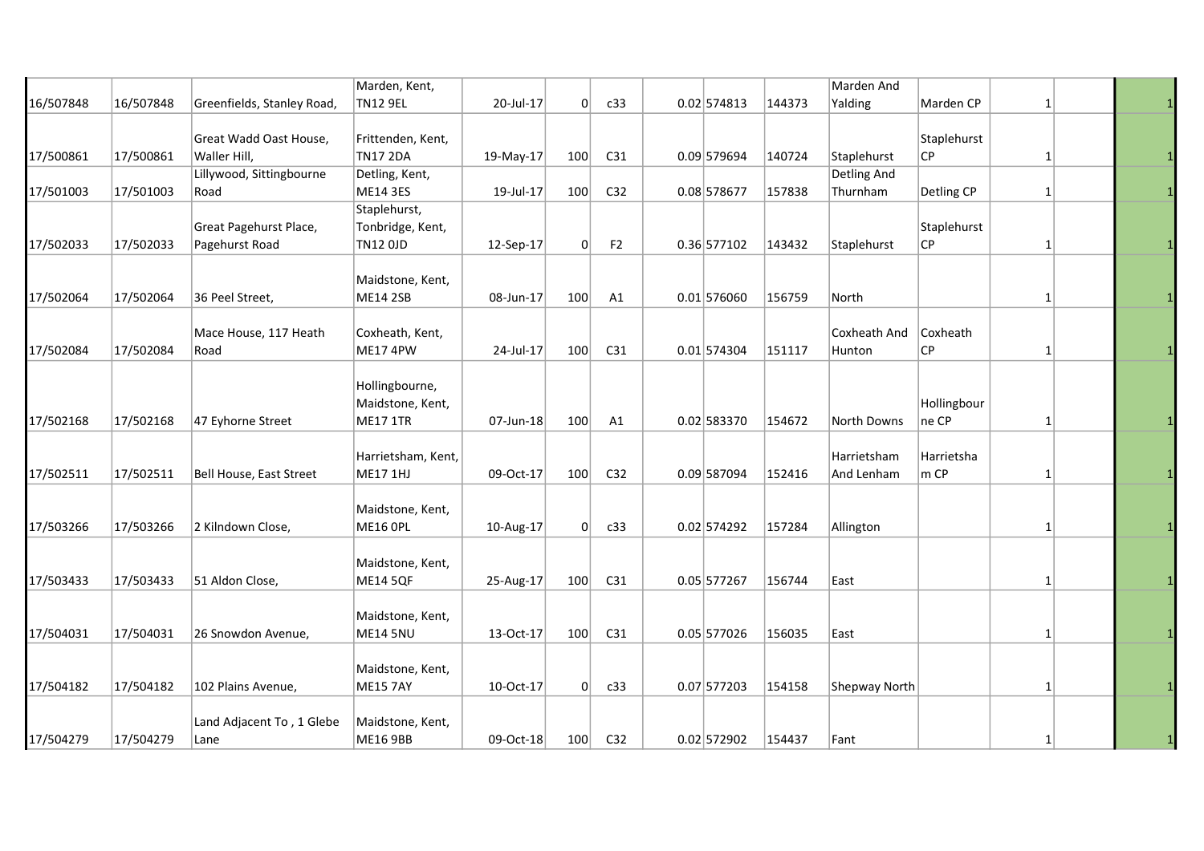| | | | | | | | | | | | | | | |
|---|---|---|---|---|---|---|---|---|---|---|---|---|---|---|
| 16/507848 | 16/507848 | Greenfields, Stanley Road, | Marden, Kent, TN12 9EL | 20-Jul-17 | 0 | c33 | 0.02 | 574813 | 144373 | Marden And Yalding | Marden CP | 1 | | 1 |
| 17/500861 | 17/500861 | Great Wadd Oast House, Waller Hill, | Frittenden, Kent, TN17 2DA | 19-May-17 | 100 | C31 | 0.09 | 579694 | 140724 | Staplehurst | Staplehurst CP | 1 | | 1 |
| 17/501003 | 17/501003 | Lillywood, Sittingbourne Road | Detling, Kent, ME14 3ES | 19-Jul-17 | 100 | C32 | 0.08 | 578677 | 157838 | Detling And Thurnham | Detling CP | 1 | | 1 |
| 17/502033 | 17/502033 | Great Pagehurst Place, Pagehurst Road | Staplehurst, Tonbridge, Kent, TN12 0JD | 12-Sep-17 | 0 | F2 | 0.36 | 577102 | 143432 | Staplehurst | Staplehurst CP | 1 | | 1 |
| 17/502064 | 17/502064 | 36 Peel Street, | Maidstone, Kent, ME14 2SB | 08-Jun-17 | 100 | A1 | 0.01 | 576060 | 156759 | North | | 1 | | 1 |
| 17/502084 | 17/502084 | Mace House, 117 Heath Road | Coxheath, Kent, ME17 4PW | 24-Jul-17 | 100 | C31 | 0.01 | 574304 | 151117 | Coxheath And Hunton | Coxheath CP | 1 | | 1 |
| 17/502168 | 17/502168 | 47 Eyhorne Street | Hollingbourne, Maidstone, Kent, ME17 1TR | 07-Jun-18 | 100 | A1 | 0.02 | 583370 | 154672 | North Downs | Hollingbourne CP | 1 | | 1 |
| 17/502511 | 17/502511 | Bell House, East Street | Harrietsham, Kent, ME17 1HJ | 09-Oct-17 | 100 | C32 | 0.09 | 587094 | 152416 | Harrietsham And Lenham | Harrietsham CP | 1 | | 1 |
| 17/503266 | 17/503266 | 2 Kilndown Close, | Maidstone, Kent, ME16 0PL | 10-Aug-17 | 0 | c33 | 0.02 | 574292 | 157284 | Allington | | 1 | | 1 |
| 17/503433 | 17/503433 | 51 Aldon Close, | Maidstone, Kent, ME14 5QF | 25-Aug-17 | 100 | C31 | 0.05 | 577267 | 156744 | East | | 1 | | 1 |
| 17/504031 | 17/504031 | 26 Snowdon Avenue, | Maidstone, Kent, ME14 5NU | 13-Oct-17 | 100 | C31 | 0.05 | 577026 | 156035 | East | | 1 | | 1 |
| 17/504182 | 17/504182 | 102 Plains Avenue, | Maidstone, Kent, ME15 7AY | 10-Oct-17 | 0 | c33 | 0.07 | 577203 | 154158 | Shepway North | | 1 | | 1 |
| 17/504279 | 17/504279 | Land Adjacent To , 1 Glebe Lane | Maidstone, Kent, ME16 9BB | 09-Oct-18 | 100 | C32 | 0.02 | 572902 | 154437 | Fant | | 1 | | 1 |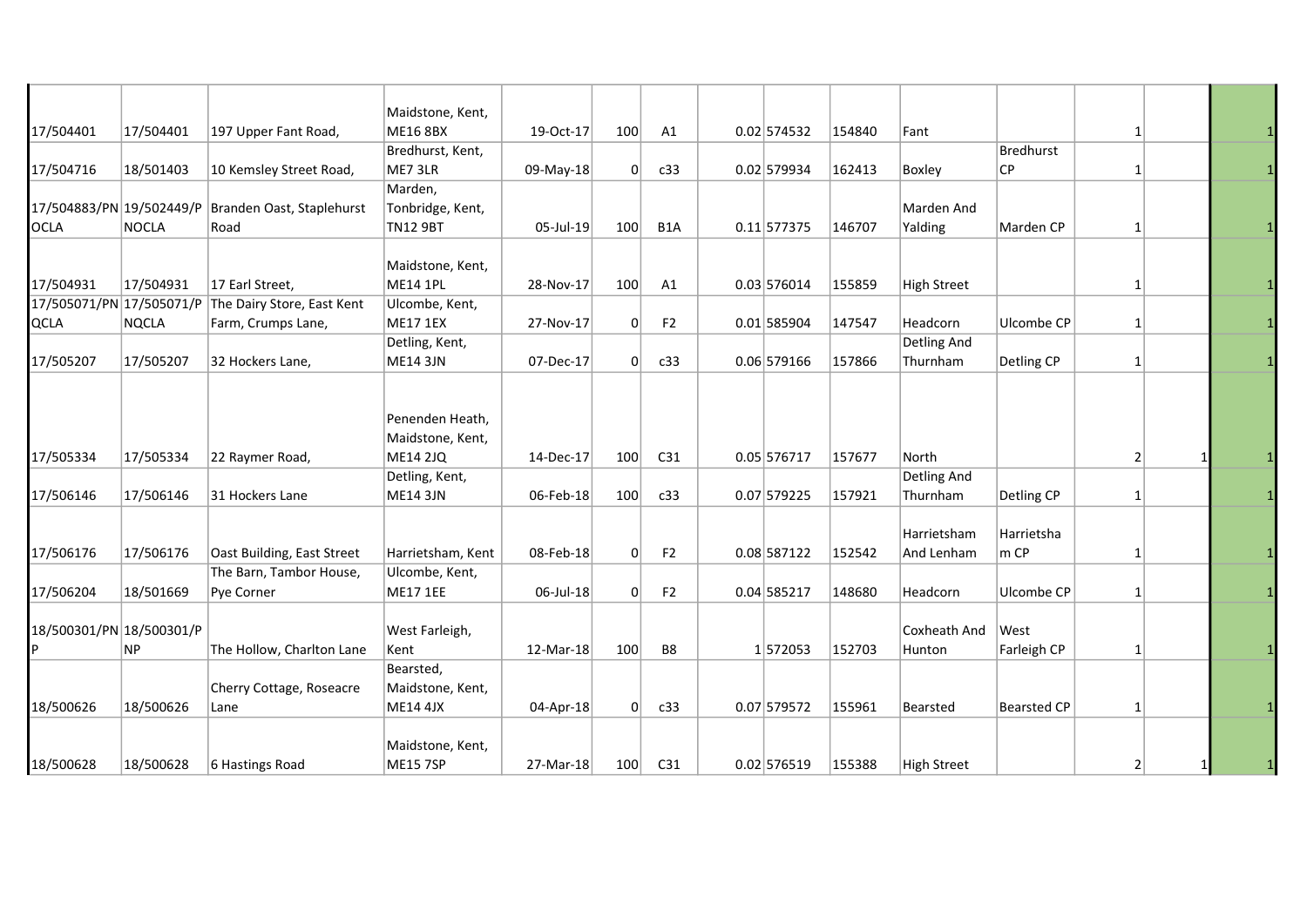| | | | | | | | | | | | | | | | |
|---|---|---|---|---|---|---|---|---|---|---|---|---|---|---|---|
| 17/504401 | 17/504401 | 197 Upper Fant Road, | Maidstone, Kent, ME16 8BX | 19-Oct-17 | 100 | A1 | | 0.02 | 574532 | 154840 | Fant | | 1 | | 1 |
| 17/504716 | 18/501403 | 10 Kemsley Street Road, | Bredhurst, Kent, ME7 3LR | 09-May-18 | 0 | c33 | | 0.02 | 579934 | 162413 | Boxley | Bredhurst CP | 1 | | 1 |
| 17/504883/PNOCLA | 19/502449/PNOCLA | Branden Oast, Staplehurst Road | Marden, Tonbridge, Kent, TN12 9BT | 05-Jul-19 | 100 | B1A | | 0.11 | 577375 | 146707 | Marden And Yalding | Marden CP | 1 | | 1 |
| 17/504931 | 17/504931 | 17 Earl Street, | Maidstone, Kent, ME14 1PL | 28-Nov-17 | 100 | A1 | | 0.03 | 576014 | 155859 | High Street | | 1 | | 1 |
| 17/505071/PNQCLA | 17/505071/PNQCLA | The Dairy Store, East Kent Farm, Crumps Lane, | Ulcombe, Kent, ME17 1EX | 27-Nov-17 | 0 | F2 | | 0.01 | 585904 | 147547 | Headcorn | Ulcombe CP | 1 | | 1 |
| 17/505207 | 17/505207 | 32 Hockers Lane, | Detling, Kent, ME14 3JN | 07-Dec-17 | 0 | c33 | | 0.06 | 579166 | 157866 | Detling And Thurnham | Detling CP | 1 | | 1 |
| 17/505334 | 17/505334 | 22 Raymer Road, | Penenden Heath, Maidstone, Kent, ME14 2JQ | 14-Dec-17 | 100 | C31 | | 0.05 | 576717 | 157677 | North | | 2 | 1 | 1 |
| 17/506146 | 17/506146 | 31 Hockers Lane | Detling, Kent, ME14 3JN | 06-Feb-18 | 100 | c33 | | 0.07 | 579225 | 157921 | Detling And Thurnham | Detling CP | 1 | | 1 |
| 17/506176 | 17/506176 | Oast Building, East Street | Harrietsham, Kent | 08-Feb-18 | 0 | F2 | | 0.08 | 587122 | 152542 | Harrietsham And Lenham | Harrietsham CP | 1 | | 1 |
| 17/506204 | 18/501669 | The Barn, Tambor House, Pye Corner | Ulcombe, Kent, ME17 1EE | 06-Jul-18 | 0 | F2 | | 0.04 | 585217 | 148680 | Headcorn | Ulcombe CP | 1 | | 1 |
| 18/500301/PNP | 18/500301/PNP | The Hollow, Charlton Lane | West Farleigh, Kent | 12-Mar-18 | 100 | B8 | | 1 | 572053 | 152703 | Coxheath And Hunton | West Farleigh CP | 1 | | 1 |
| 18/500626 | 18/500626 | Cherry Cottage, Roseacre Lane | Bearsted, Maidstone, Kent, ME14 4JX | 04-Apr-18 | 0 | c33 | | 0.07 | 579572 | 155961 | Bearsted | Bearsted CP | 1 | | 1 |
| 18/500628 | 18/500628 | 6 Hastings Road | Maidstone, Kent, ME15 7SP | 27-Mar-18 | 100 | C31 | | 0.02 | 576519 | 155388 | High Street | | 2 | 1 | 1 |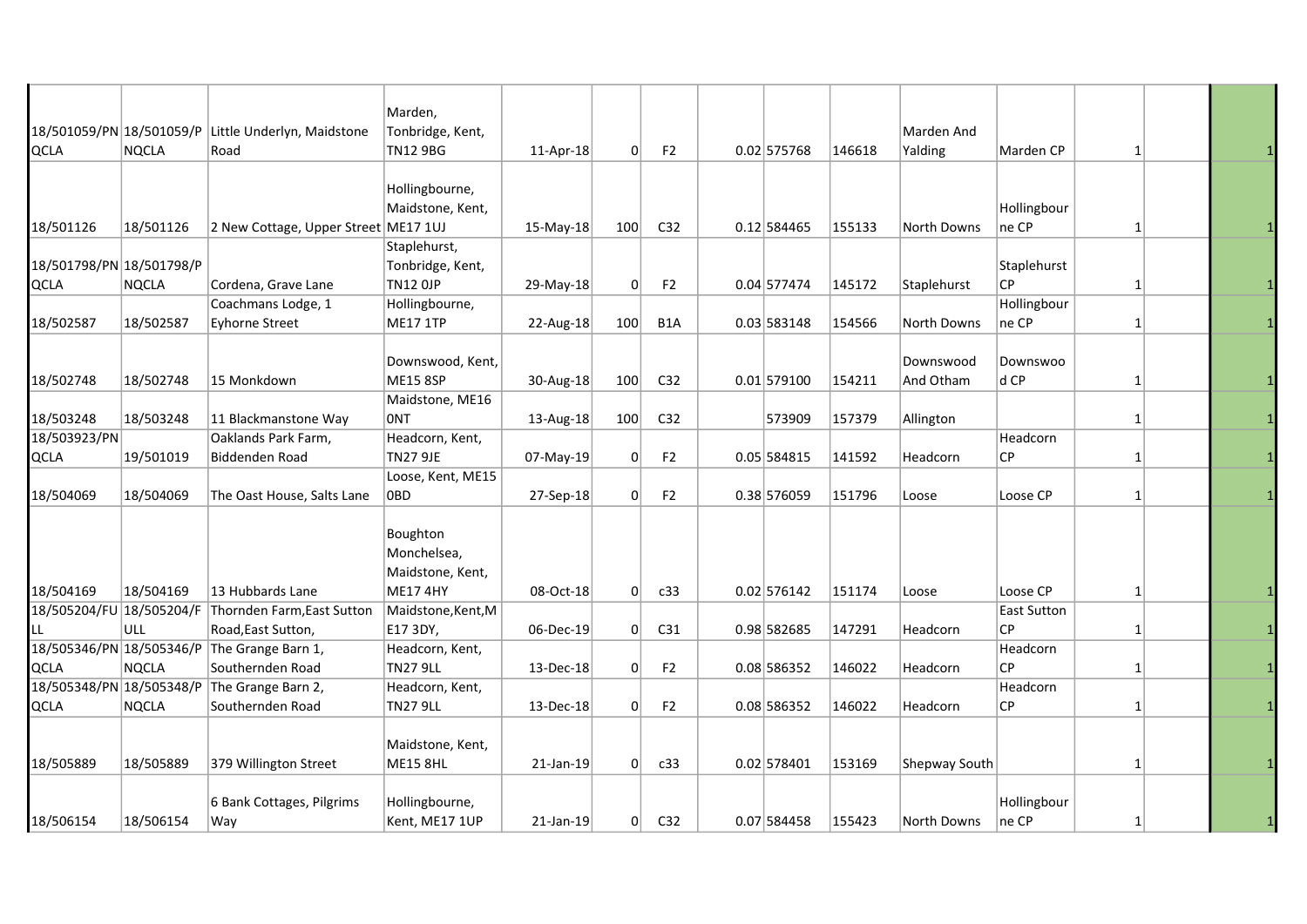| | | | | | | | | | | | | | | |
|---|---|---|---|---|---|---|---|---|---|---|---|---|---|---|
| 18/501059/PN QCLA | 18/501059/P NQCLA | Little Underlyn, Maidstone Road | Marden, Tonbridge, Kent, TN12 9BG | 11-Apr-18 | 0 | F2 | | 0.02 | 575768 | 146618 | Marden And Yalding | Marden CP | 1 | | 1 |
| 18/501126 | 18/501126 | 2 New Cottage, Upper Street | Hollingbourne, Maidstone, Kent, ME17 1UJ | 15-May-18 | 100 | C32 | | 0.12 | 584465 | 155133 | North Downs | Hollingbourne CP | 1 | | 1 |
| 18/501798/PN QCLA | 18/501798/P NQCLA | Cordena, Grave Lane | Staplehurst, Tonbridge, Kent, TN12 0JP | 29-May-18 | 0 | F2 | | 0.04 | 577474 | 145172 | Staplehurst | Staplehurst CP | 1 | | 1 |
| 18/502587 | 18/502587 | Coachmans Lodge, 1 Eyhorne Street | Hollingbourne, ME17 1TP | 22-Aug-18 | 100 | B1A | | 0.03 | 583148 | 154566 | North Downs | Hollingbourne CP | 1 | | 1 |
| 18/502748 | 18/502748 | 15 Monkdown | Downswood, Kent, ME15 8SP | 30-Aug-18 | 100 | C32 | | 0.01 | 579100 | 154211 | Downswood And Otham | Downswood CP | 1 | | 1 |
| 18/503248 | 18/503248 | 11 Blackmanstone Way | Maidstone, ME16 0NT | 13-Aug-18 | 100 | C32 | | | 573909 | 157379 | Allington | | 1 | | 1 |
| 18/503923/PN QCLA | 19/501019 | Oaklands Park Farm, Biddenden Road | Headcorn, Kent, TN27 9JE | 07-May-19 | 0 | F2 | | 0.05 | 584815 | 141592 | Headcorn | Headcorn CP | 1 | | 1 |
| 18/504069 | 18/504069 | The Oast House, Salts Lane | Loose, Kent, ME15 0BD | 27-Sep-18 | 0 | F2 | | 0.38 | 576059 | 151796 | Loose | Loose CP | 1 | | 1 |
| 18/504169 | 18/504169 | 13 Hubbards Lane | Boughton Monchelsea, Maidstone, Kent, ME17 4HY | 08-Oct-18 | 0 | c33 | | 0.02 | 576142 | 151174 | Loose | Loose CP | 1 | | 1 |
| 18/505204/FULL | 18/505204/FULL | Thornden Farm,East Sutton Road,East Sutton, | Maidstone,Kent,ME17 3DY, | 06-Dec-19 | 0 | C31 | | 0.98 | 582685 | 147291 | Headcorn | East Sutton CP | 1 | | 1 |
| 18/505346/PN QCLA | 18/505346/P NQCLA | The Grange Barn 1, Southernden Road | Headcorn, Kent, TN27 9LL | 13-Dec-18 | 0 | F2 | | 0.08 | 586352 | 146022 | Headcorn | Headcorn CP | 1 | | 1 |
| 18/505348/PN QCLA | 18/505348/P NQCLA | The Grange Barn 2, Southernden Road | Headcorn, Kent, TN27 9LL | 13-Dec-18 | 0 | F2 | | 0.08 | 586352 | 146022 | Headcorn | Headcorn CP | 1 | | 1 |
| 18/505889 | 18/505889 | 379 Willington Street | Maidstone, Kent, ME15 8HL | 21-Jan-19 | 0 | c33 | | 0.02 | 578401 | 153169 | Shepway South | | 1 | | 1 |
| 18/506154 | 18/506154 | 6 Bank Cottages, Pilgrims Way | Hollingbourne, Kent, ME17 1UP | 21-Jan-19 | 0 | C32 | | 0.07 | 584458 | 155423 | North Downs | Hollingbourne CP | 1 | | 1 |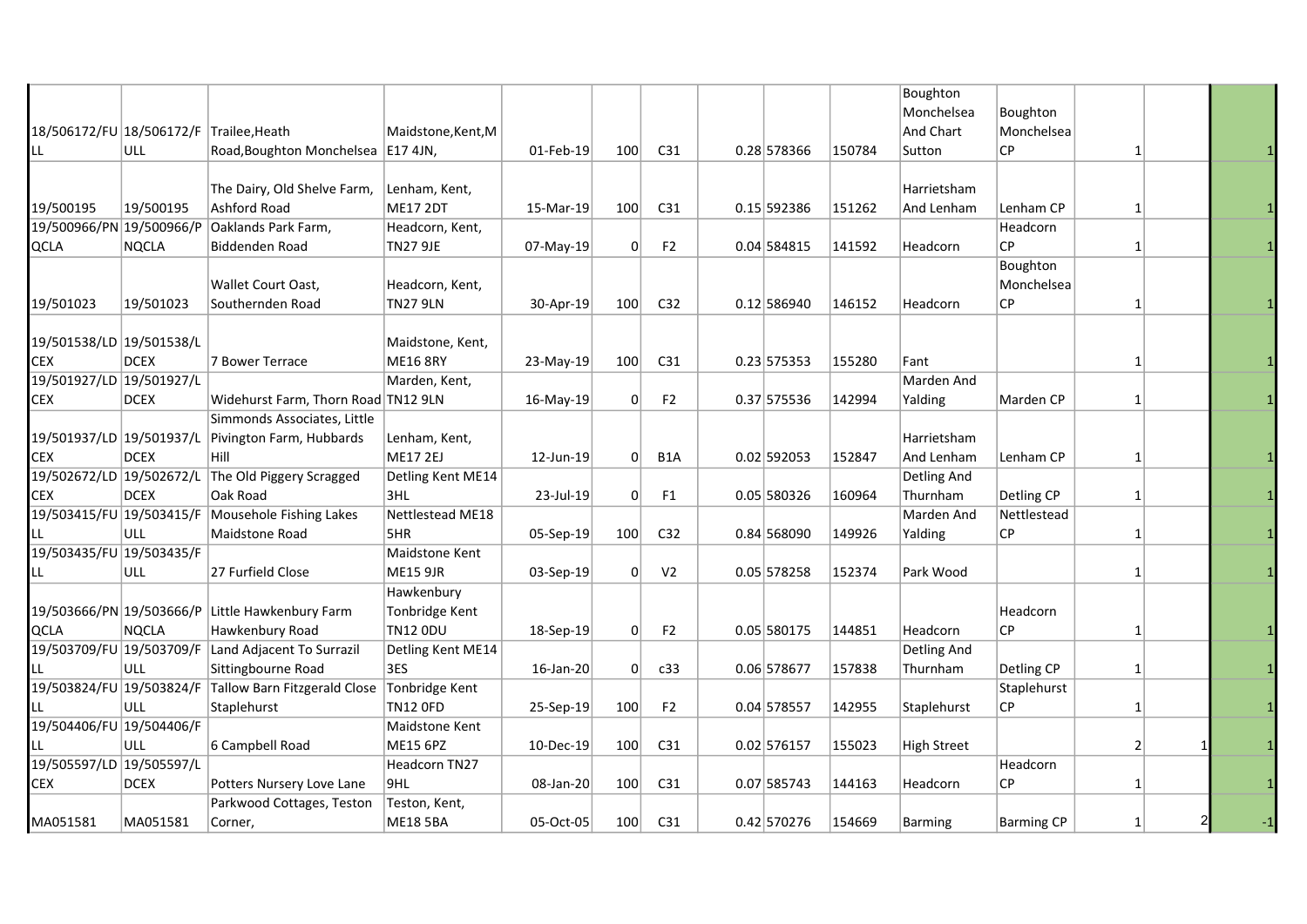| | | | | | | | | | | | | | | |
|---|---|---|---|---|---|---|---|---|---|---|---|---|---|---|
| 18/506172/FULL | 18/506172/FULL | Trailee,Heath Road,Boughton Monchelsea | Maidstone,Kent,ME17 4JN, | 01-Feb-19 | 100 | C31 | | 0.28 | 578366 | 150784 | Boughton Monchelsea And Chart Sutton | Boughton Monchelsea CP | 1 | | 1 |
| 19/500195 | 19/500195 | The Dairy, Old Shelve Farm, Ashford Road | Lenham, Kent, ME17 2DT | 15-Mar-19 | 100 | C31 | | 0.15 | 592386 | 151262 | Harrietsham And Lenham | Lenham CP | 1 | | 1 |
| 19/500966/PNQCLA | 19/500966/PNQCLA | Oaklands Park Farm, Biddenden Road | Headcorn, Kent, TN27 9JE | 07-May-19 | 0 | F2 | | 0.04 | 584815 | 141592 | Headcorn | Headcorn CP | 1 | | 1 |
| 19/501023 | 19/501023 | Wallet Court Oast, Southernden Road | Headcorn, Kent, TN27 9LN | 30-Apr-19 | 100 | C32 | | 0.12 | 586940 | 146152 | Headcorn | Boughton Monchelsea CP | 1 | | 1 |
| 19/501538/LDCEX | 19/501538/LDCEX | 7 Bower Terrace | Maidstone, Kent, ME16 8RY | 23-May-19 | 100 | C31 | | 0.23 | 575353 | 155280 | Fant | | 1 | | 1 |
| 19/501927/LDCEX | 19/501927/LDCEX | Widehurst Farm, Thorn Road | Marden, Kent, TN12 9LN | 16-May-19 | 0 | F2 | | 0.37 | 575536 | 142994 | Marden And Yalding | Marden CP | 1 | | 1 |
| 19/501937/LDCEX | 19/501937/LDCEX | Simmonds Associates, Little Pivington Farm, Hubbards Hill | Lenham, Kent, ME17 2EJ | 12-Jun-19 | 0 | B1A | | 0.02 | 592053 | 152847 | Harrietsham And Lenham | Lenham CP | 1 | | 1 |
| 19/502672/LDCEX | 19/502672/LDCEX | The Old Piggery Scragged Oak Road | Detling Kent ME14 3HL | 23-Jul-19 | 0 | F1 | | 0.05 | 580326 | 160964 | Detling And Thurnham | Detling CP | 1 | | 1 |
| 19/503415/FULL | 19/503415/FULL | Mousehole Fishing Lakes Maidstone Road | Nettlestead ME18 5HR | 05-Sep-19 | 100 | C32 | | 0.84 | 568090 | 149926 | Marden And Yalding | Nettlestead CP | 1 | | 1 |
| 19/503435/FULL | 19/503435/FULL | 27 Furfield Close | Maidstone Kent ME15 9JR | 03-Sep-19 | 0 | V2 | | 0.05 | 578258 | 152374 | Park Wood | | 1 | | 1 |
| 19/503666/PNQCLA | 19/503666/PNQCLA | Little Hawkenbury Farm Hawkenbury Road | Hawkenbury Tonbridge Kent TN12 0DU | 18-Sep-19 | 0 | F2 | | 0.05 | 580175 | 144851 | Headcorn | Headcorn CP | 1 | | 1 |
| 19/503709/FULL | 19/503709/FULL | Land Adjacent To Surrazil Sittingbourne Road | Detling Kent ME14 3ES | 16-Jan-20 | 0 | c33 | | 0.06 | 578677 | 157838 | Detling And Thurnham | Detling CP | 1 | | 1 |
| 19/503824/FULL | 19/503824/FULL | Tallow Barn Fitzgerald Close Staplehurst | Tonbridge Kent TN12 0FD | 25-Sep-19 | 100 | F2 | | 0.04 | 578557 | 142955 | Staplehurst | Staplehurst CP | 1 | | 1 |
| 19/504406/FULL | 19/504406/FULL | 6 Campbell Road | Maidstone Kent ME15 6PZ | 10-Dec-19 | 100 | C31 | | 0.02 | 576157 | 155023 | High Street | | 2 | 1 | 1 |
| 19/505597/LDCEX | 19/505597/LDCEX | Potters Nursery Love Lane | Headcorn TN27 9HL | 08-Jan-20 | 100 | C31 | | 0.07 | 585743 | 144163 | Headcorn | Headcorn CP | 1 | | 1 |
| MA051581 | MA051581 | Parkwood Cottages, Teston Corner, | Teston, Kent, ME18 5BA | 05-Oct-05 | 100 | C31 | | 0.42 | 570276 | 154669 | Barming | Barming CP | 1 | 2 | -1 |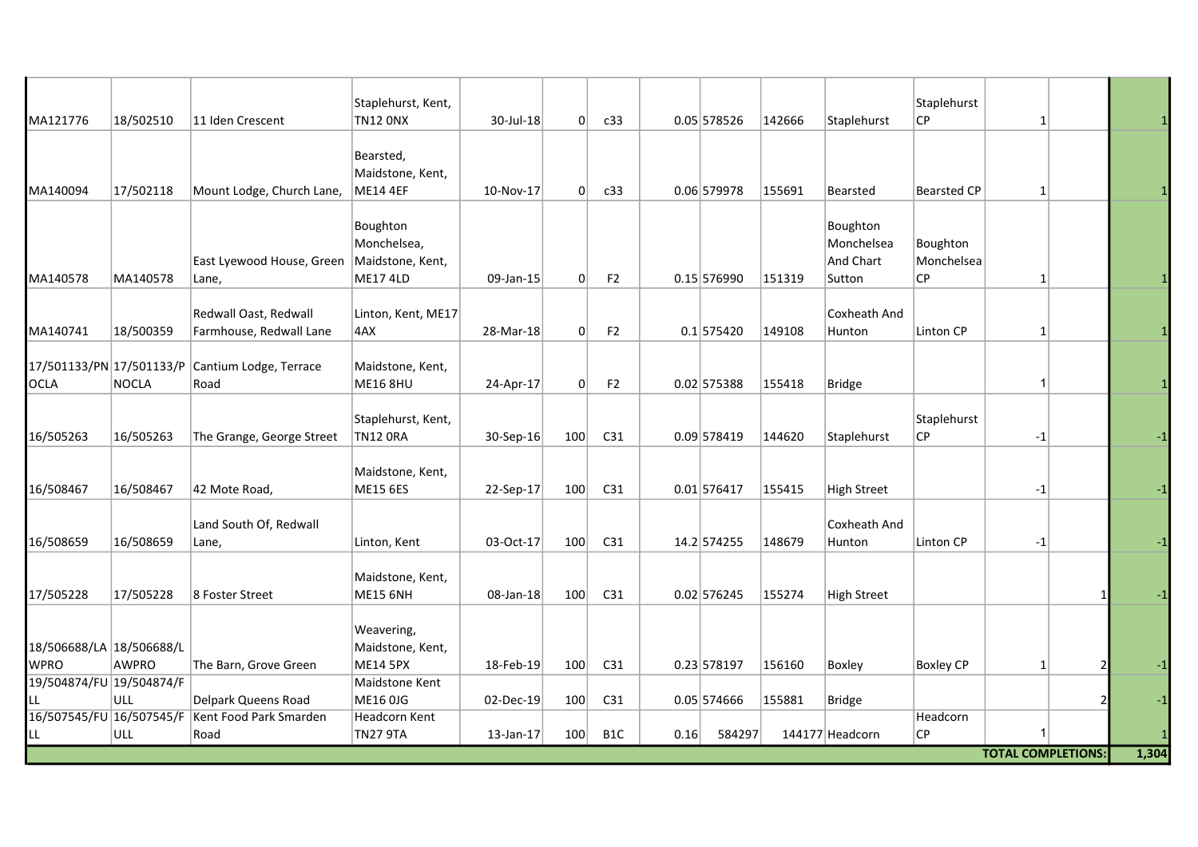| | | | | | | | | | | | | | | |
|---|---|---|---|---|---|---|---|---|---|---|---|---|---|---|
| MA121776 | 18/502510 | 11 Iden Crescent | Staplehurst, Kent, TN12 0NX | 30-Jul-18 | 0 | c33 | 0.05 | 578526 | 142666 | Staplehurst | Staplehurst CP | 1 | | 1 |
| MA140094 | 17/502118 | Mount Lodge, Church Lane, | Bearsted, Maidstone, Kent, ME14 4EF | 10-Nov-17 | 0 | c33 | 0.06 | 579978 | 155691 | Bearsted | Bearsted CP | 1 | | 1 |
| MA140578 | MA140578 | East Lyewood House, Green Lane, | Boughton Monchelsea, Maidstone, Kent, ME17 4LD | 09-Jan-15 | 0 | F2 | 0.15 | 576990 | 151319 | Boughton Monchelsea And Chart Sutton | Boughton Monchelsea CP | 1 | | 1 |
| MA140741 | 18/500359 | Redwall Oast, Redwall Farmhouse, Redwall Lane | Linton, Kent, ME17 4AX | 28-Mar-18 | 0 | F2 | 0.1 | 575420 | 149108 | Coxheath And Hunton | Linton CP | 1 | | 1 |
| 17/501133/PNOCLA | 17/501133/PNOCLA | Cantium Lodge, Terrace Road | Maidstone, Kent, ME16 8HU | 24-Apr-17 | 0 | F2 | 0.02 | 575388 | 155418 | Bridge | | 1 | | 1 |
| 16/505263 | 16/505263 | The Grange, George Street | Staplehurst, Kent, TN12 0RA | 30-Sep-16 | 100 | C31 | 0.09 | 578419 | 144620 | Staplehurst | Staplehurst CP | -1 | | -1 |
| 16/508467 | 16/508467 | 42 Mote Road, | Maidstone, Kent, ME15 6ES | 22-Sep-17 | 100 | C31 | 0.01 | 576417 | 155415 | High Street | | -1 | | -1 |
| 16/508659 | 16/508659 | Land South Of, Redwall Lane, | Linton, Kent | 03-Oct-17 | 100 | C31 | 14.2 | 574255 | 148679 | Coxheath And Hunton | Linton CP | -1 | | -1 |
| 17/505228 | 17/505228 | 8 Foster Street | Maidstone, Kent, ME15 6NH | 08-Jan-18 | 100 | C31 | 0.02 | 576245 | 155274 | High Street | | | 1 | -1 |
| 18/506688/LAWPRO | 18/506688/LAWPRO | The Barn, Grove Green | Weavering, Maidstone, Kent, ME14 5PX | 18-Feb-19 | 100 | C31 | 0.23 | 578197 | 156160 | Boxley | Boxley CP | 1 | 2 | -1 |
| 19/504874/FULL | 19/504874/FULL | Delpark Queens Road | Maidstone Kent ME16 0JG | 02-Dec-19 | 100 | C31 | 0.05 | 574666 | 155881 | Bridge | | | 2 | -1 |
| 16/507545/FULL | 16/507545/FULL | Kent Food Park Smarden Road | Headcorn Kent TN27 9TA | 13-Jan-17 | 100 | B1C | 0.16 | 584297 | 144177 | Headcorn | Headcorn CP | 1 | | 1 |
| | | | | | | | | | | | | | **TOTAL COMPLETIONS:** | **1,304** |